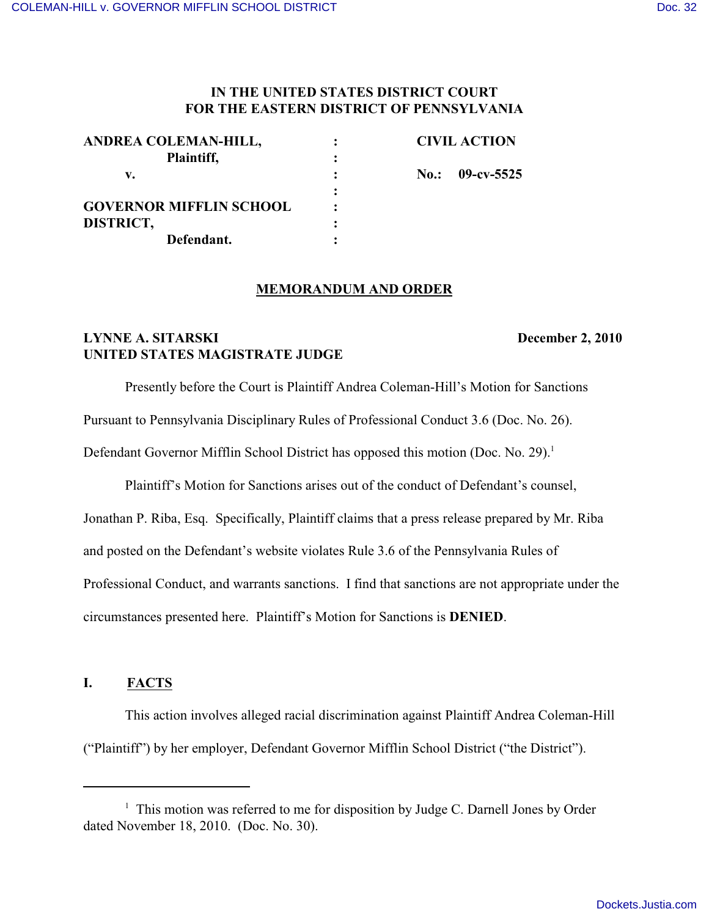**IN THE UNITED STATES DISTRICT COURT**
**FOR THE EASTERN DISTRICT OF PENNSYLVANIA**

| | | |
|---|---|---|
| **ANDREA COLEMAN-HILL,** | : | **CIVIL ACTION** |
| **Plaintiff,** | : | |
| **v.** | : | **No.: 09-cv-5525** |
| | : | |
| **GOVERNOR MIFFLIN SCHOOL DISTRICT,** | : | |
| **Defendant.** | : | |

## MEMORANDUM AND ORDER

**LYNNE A. SITARSKI**
**UNITED STATES MAGISTRATE JUDGE**

**December 2, 2010**

Presently before the Court is Plaintiff Andrea Coleman-Hill's Motion for Sanctions Pursuant to Pennsylvania Disciplinary Rules of Professional Conduct 3.6 (Doc. No. 26). Defendant Governor Mifflin School District has opposed this motion (Doc. No. 29).[1]

Plaintiff's Motion for Sanctions arises out of the conduct of Defendant's counsel, Jonathan P. Riba, Esq. Specifically, Plaintiff claims that a press release prepared by Mr. Riba and posted on the Defendant's website violates Rule 3.6 of the Pennsylvania Rules of Professional Conduct, and warrants sanctions. I find that sanctions are not appropriate under the circumstances presented here. Plaintiff's Motion for Sanctions is **DENIED**.

## I. FACTS

This action involves alleged racial discrimination against Plaintiff Andrea Coleman-Hill ("Plaintiff") by her employer, Defendant Governor Mifflin School District ("the District").

[1] This motion was referred to me for disposition by Judge C. Darnell Jones by Order dated November 18, 2010. (Doc. No. 30).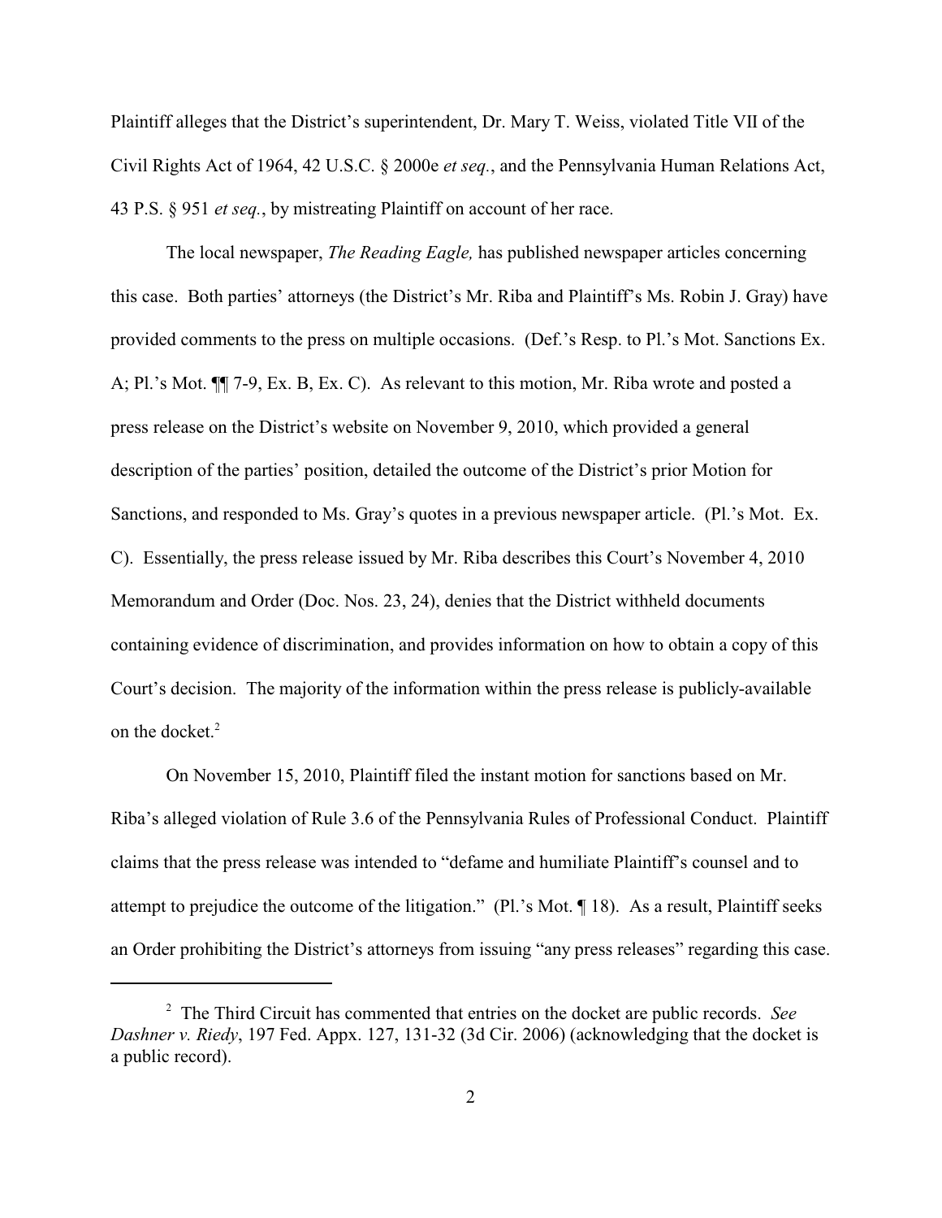Plaintiff alleges that the District's superintendent, Dr. Mary T. Weiss, violated Title VII of the Civil Rights Act of 1964, 42 U.S.C. § 2000e *et seq.*, and the Pennsylvania Human Relations Act, 43 P.S. § 951 *et seq.*, by mistreating Plaintiff on account of her race.

The local newspaper, *The Reading Eagle,* has published newspaper articles concerning this case. Both parties' attorneys (the District's Mr. Riba and Plaintiff's Ms. Robin J. Gray) have provided comments to the press on multiple occasions. (Def.'s Resp. to Pl.'s Mot. Sanctions Ex. A; Pl.'s Mot. ¶¶ 7-9, Ex. B, Ex. C). As relevant to this motion, Mr. Riba wrote and posted a press release on the District's website on November 9, 2010, which provided a general description of the parties' position, detailed the outcome of the District's prior Motion for Sanctions, and responded to Ms. Gray's quotes in a previous newspaper article. (Pl.'s Mot. Ex. C). Essentially, the press release issued by Mr. Riba describes this Court's November 4, 2010 Memorandum and Order (Doc. Nos. 23, 24), denies that the District withheld documents containing evidence of discrimination, and provides information on how to obtain a copy of this Court's decision. The majority of the information within the press release is publicly-available on the docket.[2]

On November 15, 2010, Plaintiff filed the instant motion for sanctions based on Mr. Riba's alleged violation of Rule 3.6 of the Pennsylvania Rules of Professional Conduct. Plaintiff claims that the press release was intended to "defame and humiliate Plaintiff's counsel and to attempt to prejudice the outcome of the litigation." (Pl.'s Mot. ¶ 18). As a result, Plaintiff seeks an Order prohibiting the District's attorneys from issuing "any press releases" regarding this case.

---

[2] The Third Circuit has commented that entries on the docket are public records. *See Dashner v. Riedy*, 197 Fed. Appx. 127, 131-32 (3d Cir. 2006) (acknowledging that the docket is a public record).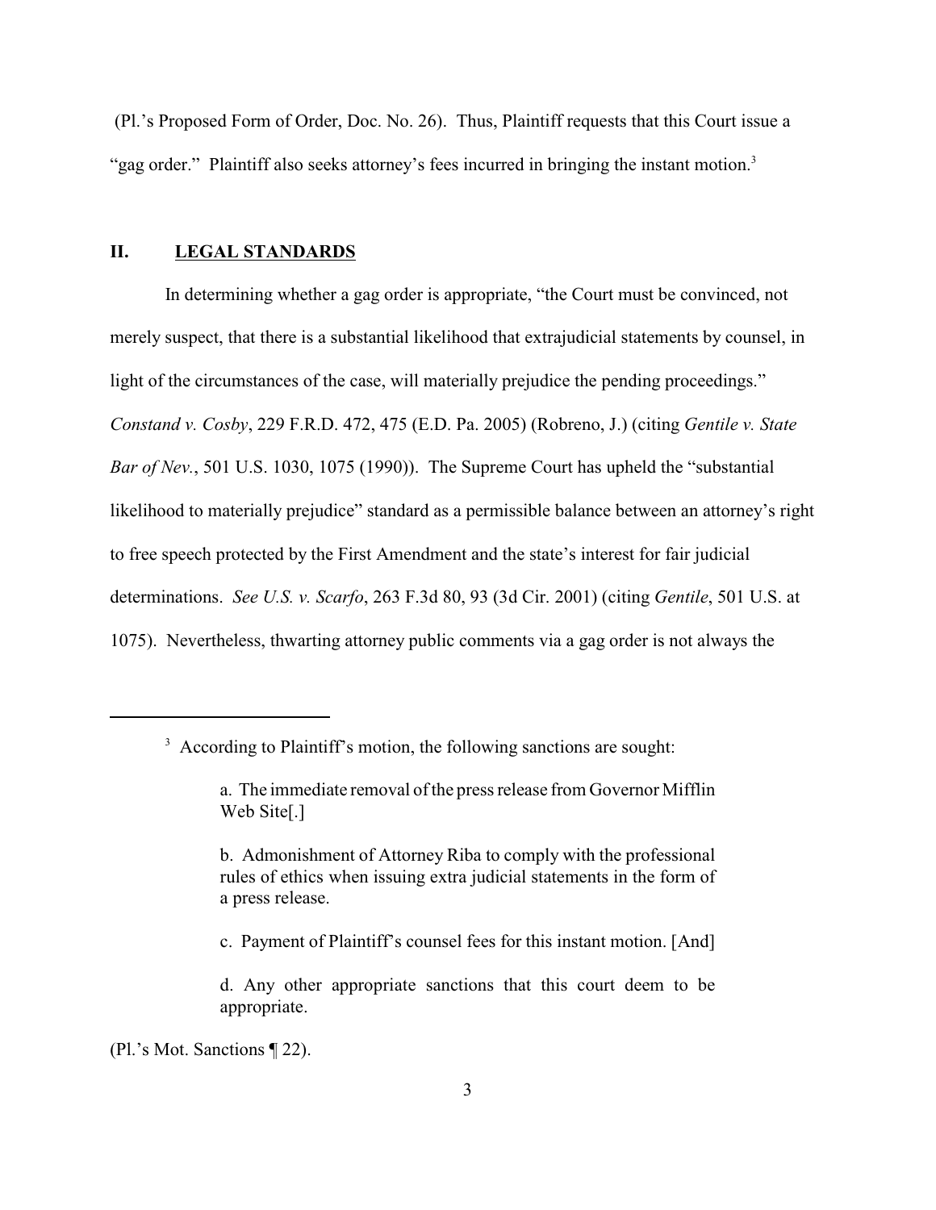(Pl.'s Proposed Form of Order, Doc. No. 26). Thus, Plaintiff requests that this Court issue a "gag order." Plaintiff also seeks attorney's fees incurred in bringing the instant motion.[3]

## II. LEGAL STANDARDS

In determining whether a gag order is appropriate, "the Court must be convinced, not merely suspect, that there is a substantial likelihood that extrajudicial statements by counsel, in light of the circumstances of the case, will materially prejudice the pending proceedings." *Constand v. Cosby*, 229 F.R.D. 472, 475 (E.D. Pa. 2005) (Robreno, J.) (citing *Gentile v. State Bar of Nev.*, 501 U.S. 1030, 1075 (1990)). The Supreme Court has upheld the "substantial likelihood to materially prejudice" standard as a permissible balance between an attorney's right to free speech protected by the First Amendment and the state's interest for fair judicial determinations. *See U.S. v. Scarfo*, 263 F.3d 80, 93 (3d Cir. 2001) (citing *Gentile*, 501 U.S. at 1075). Nevertheless, thwarting attorney public comments via a gag order is not always the

---

[3] According to Plaintiff's motion, the following sanctions are sought:

> a. The immediate removal of the press release from Governor Mifflin Web Site[.]
>
> b. Admonishment of Attorney Riba to comply with the professional rules of ethics when issuing extra judicial statements in the form of a press release.
>
> c. Payment of Plaintiff's counsel fees for this instant motion. [And]
>
> d. Any other appropriate sanctions that this court deem to be appropriate.

(Pl.'s Mot. Sanctions ¶ 22).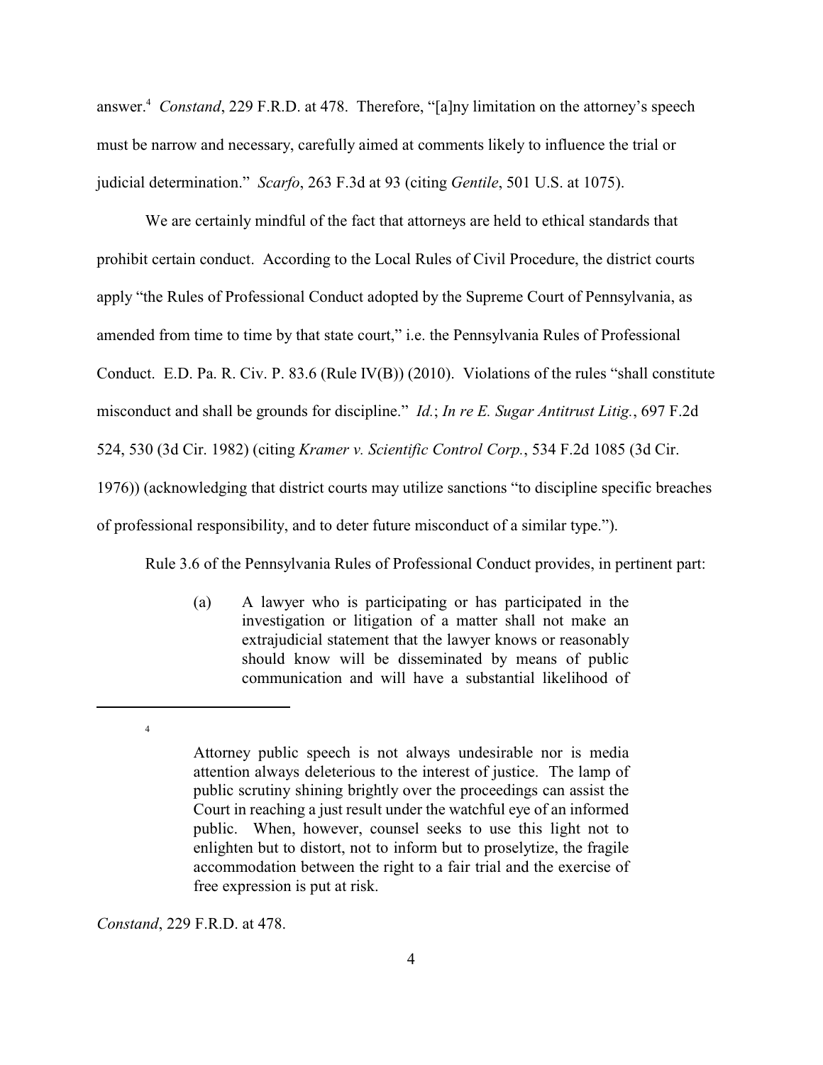answer.[4] *Constand*, 229 F.R.D. at 478. Therefore, "[a]ny limitation on the attorney's speech must be narrow and necessary, carefully aimed at comments likely to influence the trial or judicial determination." *Scarfo*, 263 F.3d at 93 (citing *Gentile*, 501 U.S. at 1075).

We are certainly mindful of the fact that attorneys are held to ethical standards that prohibit certain conduct. According to the Local Rules of Civil Procedure, the district courts apply "the Rules of Professional Conduct adopted by the Supreme Court of Pennsylvania, as amended from time to time by that state court," i.e. the Pennsylvania Rules of Professional Conduct. E.D. Pa. R. Civ. P. 83.6 (Rule IV(B)) (2010). Violations of the rules "shall constitute misconduct and shall be grounds for discipline." *Id.*; *In re E. Sugar Antitrust Litig.*, 697 F.2d 524, 530 (3d Cir. 1982) (citing *Kramer v. Scientific Control Corp.*, 534 F.2d 1085 (3d Cir. 1976)) (acknowledging that district courts may utilize sanctions "to discipline specific breaches of professional responsibility, and to deter future misconduct of a similar type.").

Rule 3.6 of the Pennsylvania Rules of Professional Conduct provides, in pertinent part:

> (a) A lawyer who is participating or has participated in the investigation or litigation of a matter shall not make an extrajudicial statement that the lawyer knows or reasonably should know will be disseminated by means of public communication and will have a substantial likelihood of

---

[4]

> Attorney public speech is not always undesirable nor is media attention always deleterious to the interest of justice. The lamp of public scrutiny shining brightly over the proceedings can assist the Court in reaching a just result under the watchful eye of an informed public. When, however, counsel seeks to use this light not to enlighten but to distort, not to inform but to proselytize, the fragile accommodation between the right to a fair trial and the exercise of free expression is put at risk.

*Constand*, 229 F.R.D. at 478.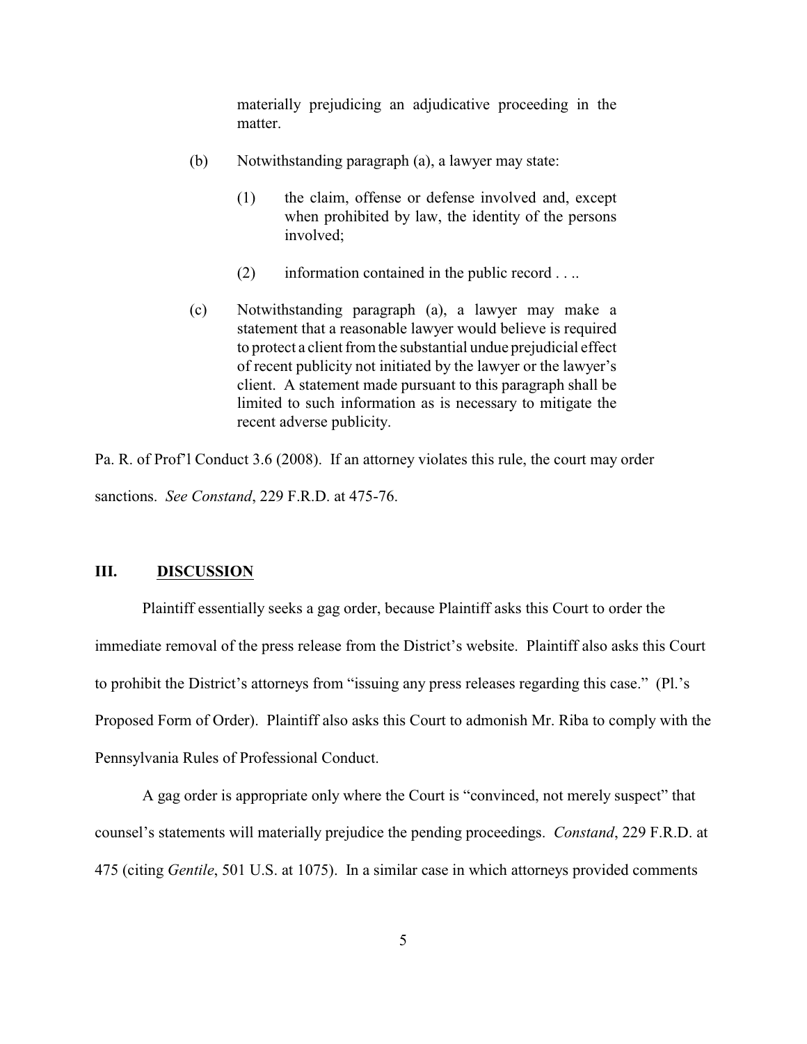> materially prejudicing an adjudicative proceeding in the matter.
>
> (b) Notwithstanding paragraph (a), a lawyer may state:
>
> (1) the claim, offense or defense involved and, except when prohibited by law, the identity of the persons involved;
>
> (2) information contained in the public record . . ..
>
> (c) Notwithstanding paragraph (a), a lawyer may make a statement that a reasonable lawyer would believe is required to protect a client from the substantial undue prejudicial effect of recent publicity not initiated by the lawyer or the lawyer's client. A statement made pursuant to this paragraph shall be limited to such information as is necessary to mitigate the recent adverse publicity.

Pa. R. of Prof'l Conduct 3.6 (2008). If an attorney violates this rule, the court may order sanctions. *See Constand*, 229 F.R.D. at 475-76.

## III. DISCUSSION

Plaintiff essentially seeks a gag order, because Plaintiff asks this Court to order the immediate removal of the press release from the District's website. Plaintiff also asks this Court to prohibit the District's attorneys from "issuing any press releases regarding this case." (Pl.'s Proposed Form of Order). Plaintiff also asks this Court to admonish Mr. Riba to comply with the Pennsylvania Rules of Professional Conduct.

A gag order is appropriate only where the Court is "convinced, not merely suspect" that counsel's statements will materially prejudice the pending proceedings. *Constand*, 229 F.R.D. at 475 (citing *Gentile*, 501 U.S. at 1075). In a similar case in which attorneys provided comments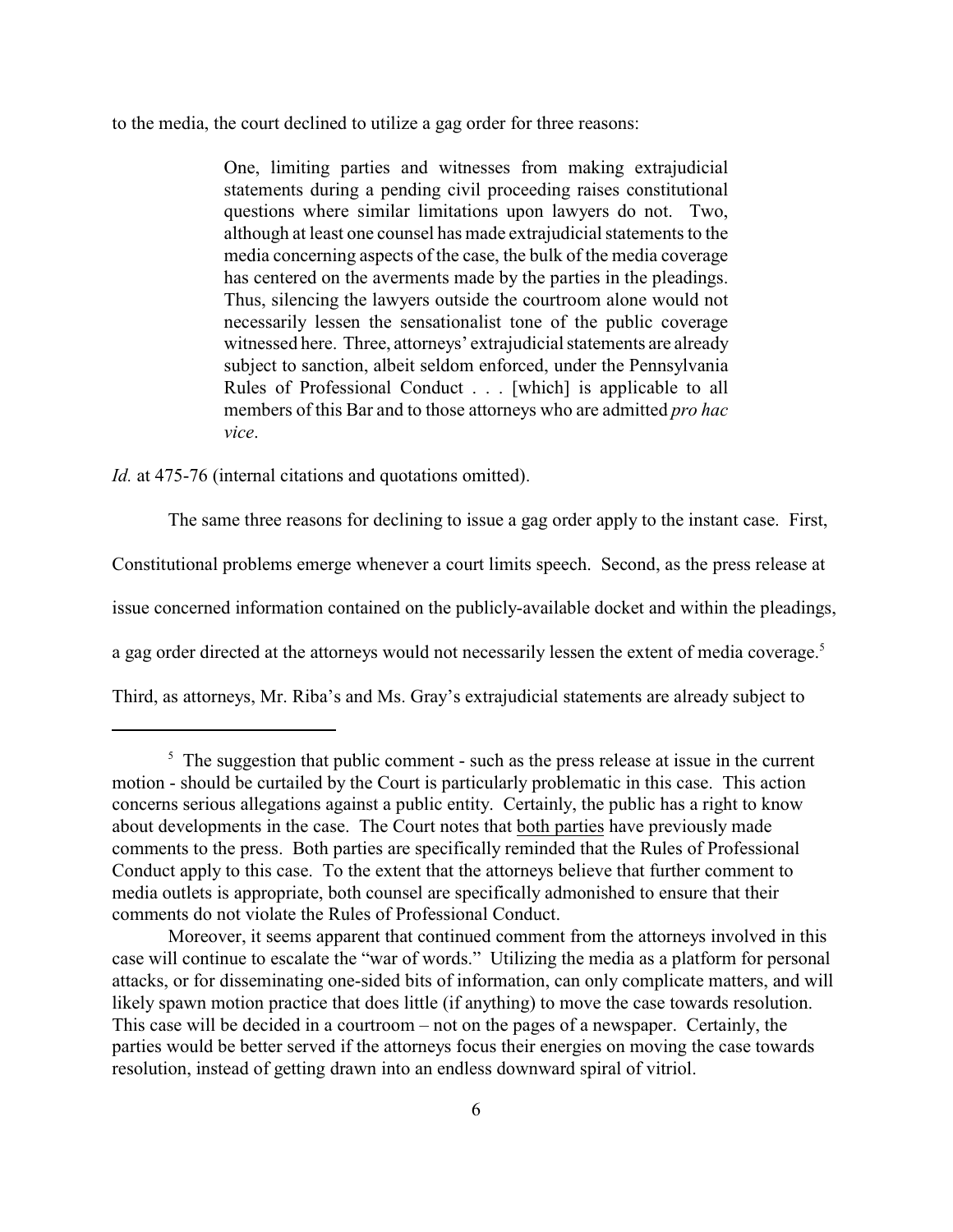to the media, the court declined to utilize a gag order for three reasons:

> One, limiting parties and witnesses from making extrajudicial statements during a pending civil proceeding raises constitutional questions where similar limitations upon lawyers do not. Two, although at least one counsel has made extrajudicial statements to the media concerning aspects of the case, the bulk of the media coverage has centered on the averments made by the parties in the pleadings. Thus, silencing the lawyers outside the courtroom alone would not necessarily lessen the sensationalist tone of the public coverage witnessed here. Three, attorneys' extrajudicial statements are already subject to sanction, albeit seldom enforced, under the Pennsylvania Rules of Professional Conduct . . . [which] is applicable to all members of this Bar and to those attorneys who are admitted *pro hac vice*.

*Id.* at 475-76 (internal citations and quotations omitted).

The same three reasons for declining to issue a gag order apply to the instant case. First, Constitutional problems emerge whenever a court limits speech. Second, as the press release at issue concerned information contained on the publicly-available docket and within the pleadings, a gag order directed at the attorneys would not necessarily lessen the extent of media coverage.[5] Third, as attorneys, Mr. Riba's and Ms. Gray's extrajudicial statements are already subject to

---

[5] The suggestion that public comment - such as the press release at issue in the current motion - should be curtailed by the Court is particularly problematic in this case. This action concerns serious allegations against a public entity. Certainly, the public has a right to know about developments in the case. The Court notes that <u>both parties</u> have previously made comments to the press. Both parties are specifically reminded that the Rules of Professional Conduct apply to this case. To the extent that the attorneys believe that further comment to media outlets is appropriate, both counsel are specifically admonished to ensure that their comments do not violate the Rules of Professional Conduct.

Moreover, it seems apparent that continued comment from the attorneys involved in this case will continue to escalate the "war of words." Utilizing the media as a platform for personal attacks, or for disseminating one-sided bits of information, can only complicate matters, and will likely spawn motion practice that does little (if anything) to move the case towards resolution. This case will be decided in a courtroom – not on the pages of a newspaper. Certainly, the parties would be better served if the attorneys focus their energies on moving the case towards resolution, instead of getting drawn into an endless downward spiral of vitriol.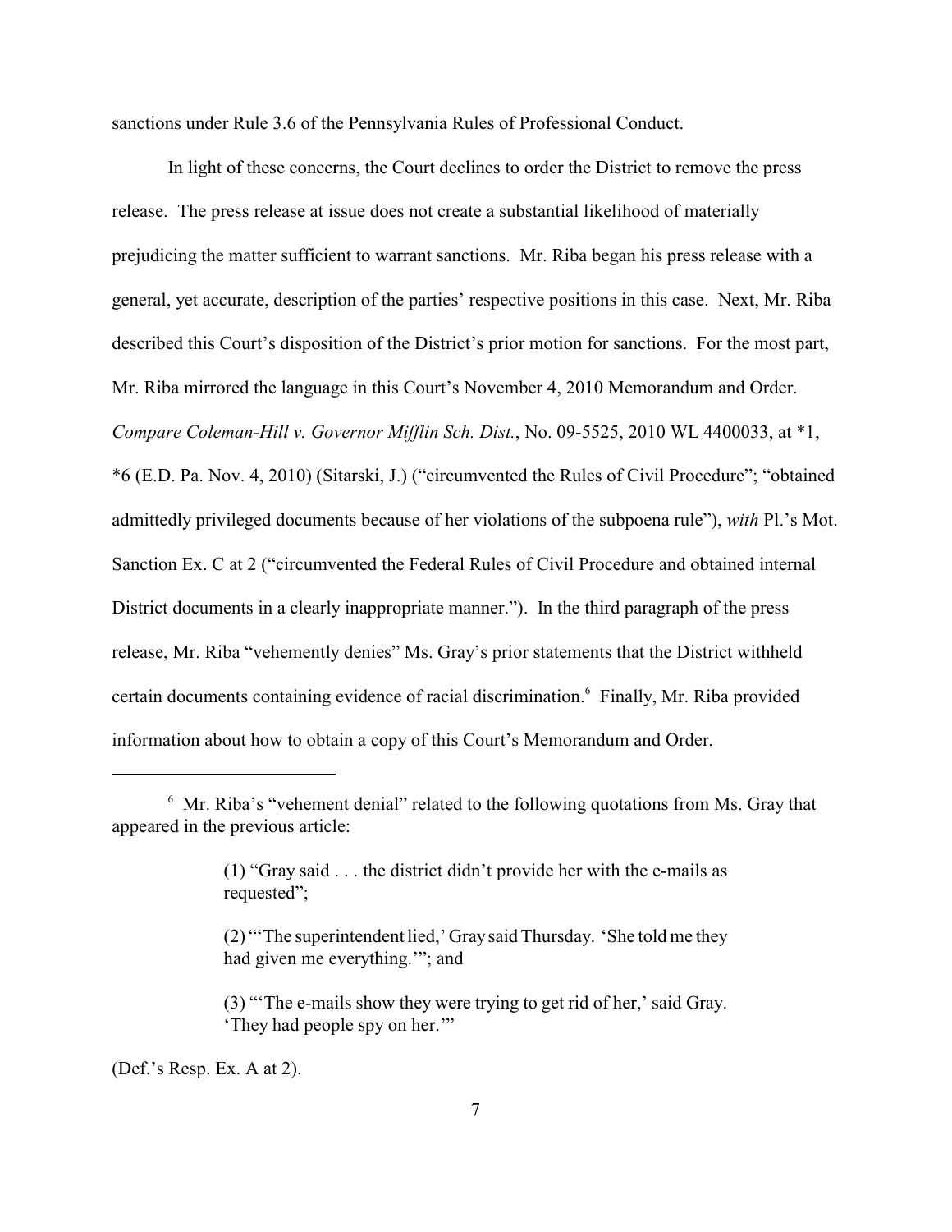sanctions under Rule 3.6 of the Pennsylvania Rules of Professional Conduct.

In light of these concerns, the Court declines to order the District to remove the press release. The press release at issue does not create a substantial likelihood of materially prejudicing the matter sufficient to warrant sanctions. Mr. Riba began his press release with a general, yet accurate, description of the parties' respective positions in this case. Next, Mr. Riba described this Court's disposition of the District's prior motion for sanctions. For the most part, Mr. Riba mirrored the language in this Court's November 4, 2010 Memorandum and Order. *Compare Coleman-Hill v. Governor Mifflin Sch. Dist.*, No. 09-5525, 2010 WL 4400033, at *1, *6 (E.D. Pa. Nov. 4, 2010) (Sitarski, J.) ("circumvented the Rules of Civil Procedure"; "obtained admittedly privileged documents because of her violations of the subpoena rule"), *with* Pl.'s Mot. Sanction Ex. C at 2 ("circumvented the Federal Rules of Civil Procedure and obtained internal District documents in a clearly inappropriate manner."). In the third paragraph of the press release, Mr. Riba "vehemently denies" Ms. Gray's prior statements that the District withheld certain documents containing evidence of racial discrimination.[6] Finally, Mr. Riba provided information about how to obtain a copy of this Court's Memorandum and Order.

---

[6] Mr. Riba's "vehement denial" related to the following quotations from Ms. Gray that appeared in the previous article:

> (1) "Gray said . . . the district didn't provide her with the e-mails as requested";
>
> (2) "'The superintendent lied,' Gray said Thursday. 'She told me they had given me everything.'"; and
>
> (3) "'The e-mails show they were trying to get rid of her,' said Gray. 'They had people spy on her.'"

(Def.'s Resp. Ex. A at 2).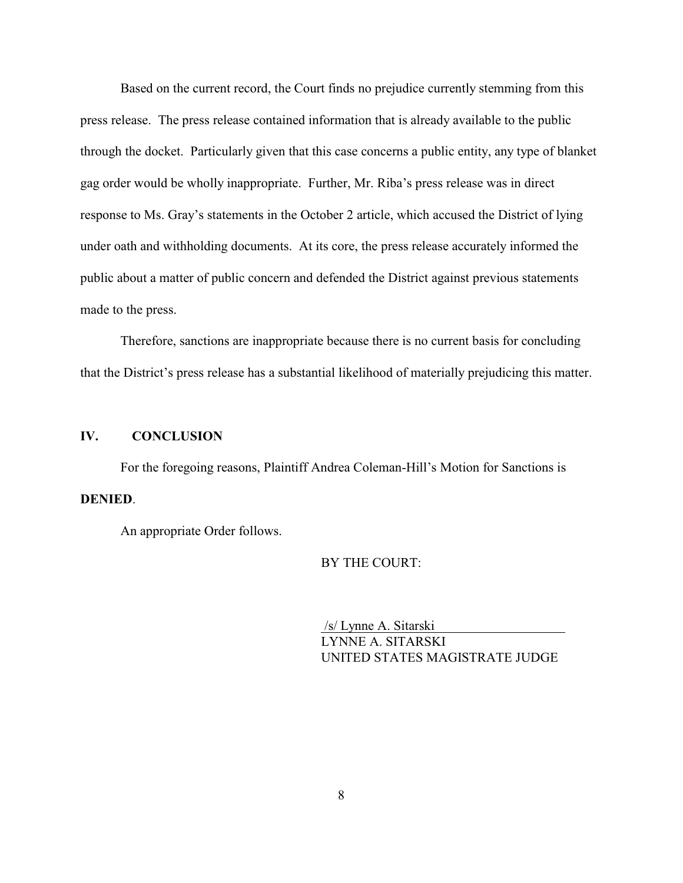Based on the current record, the Court finds no prejudice currently stemming from this press release. The press release contained information that is already available to the public through the docket. Particularly given that this case concerns a public entity, any type of blanket gag order would be wholly inappropriate. Further, Mr. Riba's press release was in direct response to Ms. Gray's statements in the October 2 article, which accused the District of lying under oath and withholding documents. At its core, the press release accurately informed the public about a matter of public concern and defended the District against previous statements made to the press.

Therefore, sanctions are inappropriate because there is no current basis for concluding that the District's press release has a substantial likelihood of materially prejudicing this matter.

## IV. CONCLUSION

For the foregoing reasons, Plaintiff Andrea Coleman-Hill's Motion for Sanctions is **DENIED**.

An appropriate Order follows.

BY THE COURT:

/s/ Lynne A. Sitarski
LYNNE A. SITARSKI
UNITED STATES MAGISTRATE JUDGE